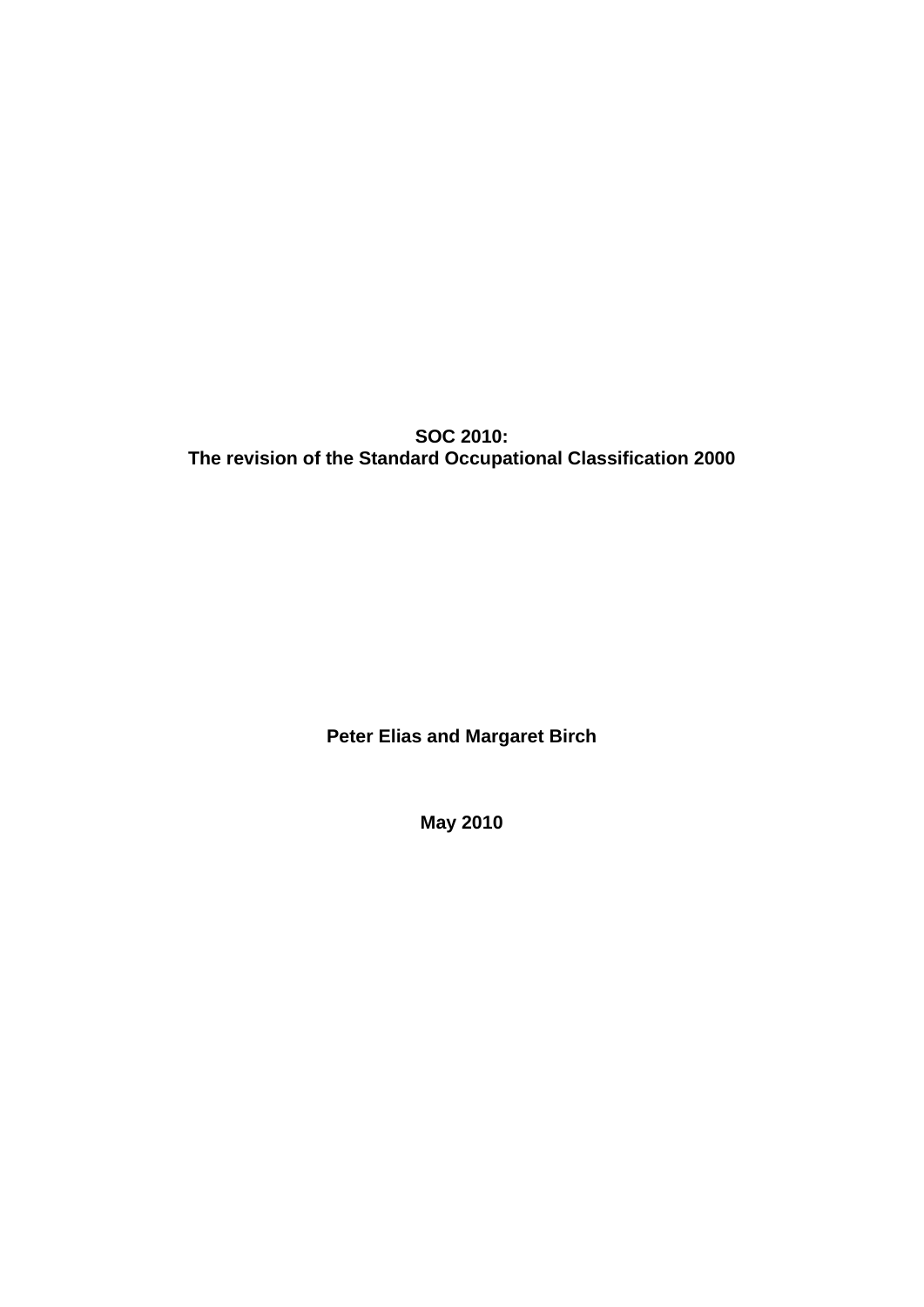# SOC 2010:
# The revision of the Standard Occupational Classification 2000

**Peter Elias and Margaret Birch**

**May 2010**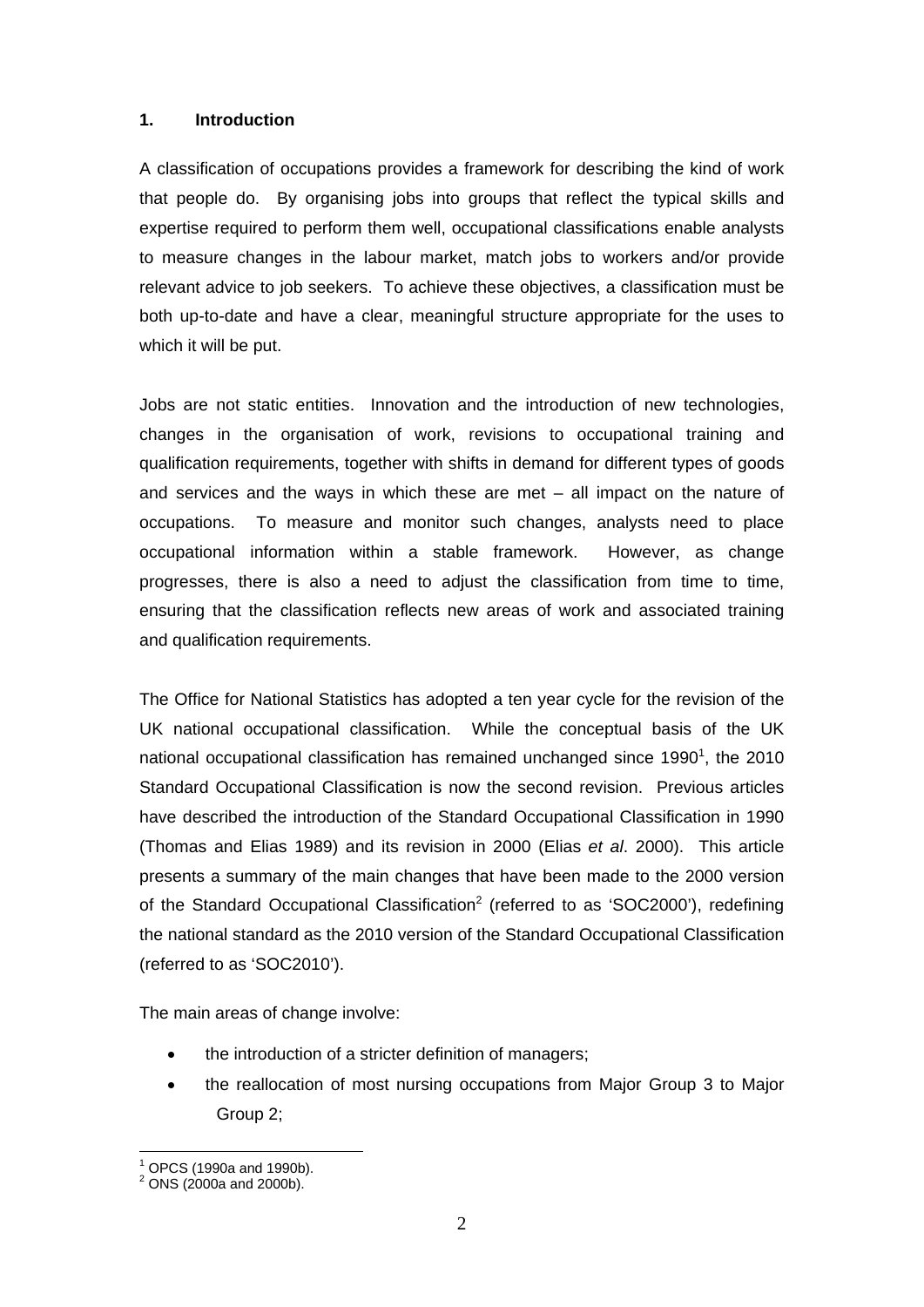## 1. Introduction

A classification of occupations provides a framework for describing the kind of work that people do. By organising jobs into groups that reflect the typical skills and expertise required to perform them well, occupational classifications enable analysts to measure changes in the labour market, match jobs to workers and/or provide relevant advice to job seekers. To achieve these objectives, a classification must be both up-to-date and have a clear, meaningful structure appropriate for the uses to which it will be put.

Jobs are not static entities. Innovation and the introduction of new technologies, changes in the organisation of work, revisions to occupational training and qualification requirements, together with shifts in demand for different types of goods and services and the ways in which these are met – all impact on the nature of occupations. To measure and monitor such changes, analysts need to place occupational information within a stable framework. However, as change progresses, there is also a need to adjust the classification from time to time, ensuring that the classification reflects new areas of work and associated training and qualification requirements.

The Office for National Statistics has adopted a ten year cycle for the revision of the UK national occupational classification. While the conceptual basis of the UK national occupational classification has remained unchanged since 1990[1], the 2010 Standard Occupational Classification is now the second revision. Previous articles have described the introduction of the Standard Occupational Classification in 1990 (Thomas and Elias 1989) and its revision in 2000 (Elias *et al*. 2000). This article presents a summary of the main changes that have been made to the 2000 version of the Standard Occupational Classification[2] (referred to as 'SOC2000'), redefining the national standard as the 2010 version of the Standard Occupational Classification (referred to as 'SOC2010').

The main areas of change involve:

- the introduction of a stricter definition of managers;
- the reallocation of most nursing occupations from Major Group 3 to Major Group 2;

[1] OPCS (1990a and 1990b).
[2] ONS (2000a and 2000b).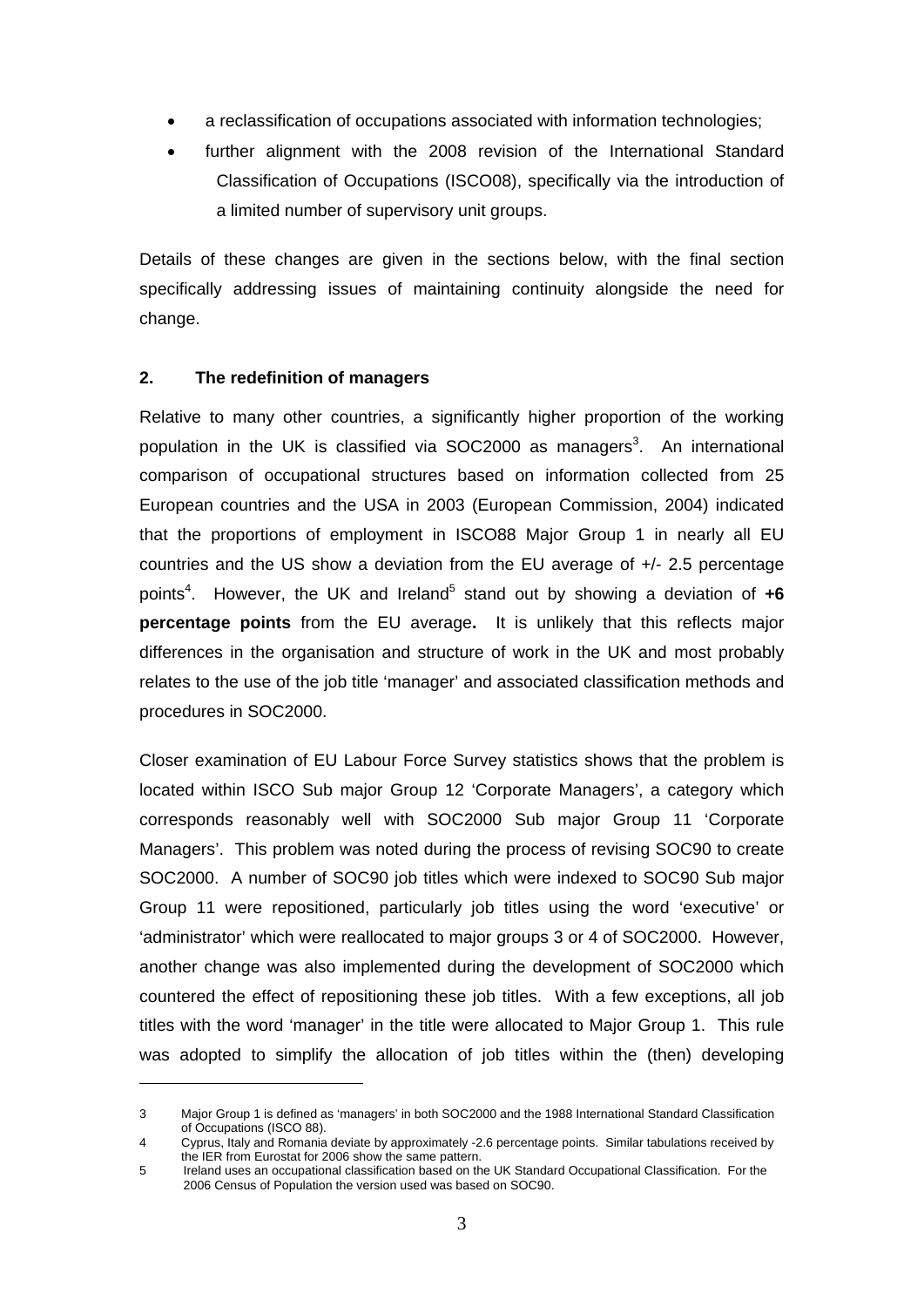- a reclassification of occupations associated with information technologies;
- further alignment with the 2008 revision of the International Standard Classification of Occupations (ISCO08), specifically via the introduction of a limited number of supervisory unit groups.

Details of these changes are given in the sections below, with the final section specifically addressing issues of maintaining continuity alongside the need for change.

## 2. The redefinition of managers

Relative to many other countries, a significantly higher proportion of the working population in the UK is classified via SOC2000 as managers[3]. An international comparison of occupational structures based on information collected from 25 European countries and the USA in 2003 (European Commission, 2004) indicated that the proportions of employment in ISCO88 Major Group 1 in nearly all EU countries and the US show a deviation from the EU average of +/- 2.5 percentage points[4]. However, the UK and Ireland[5] stand out by showing a deviation of **+6 percentage points** from the EU average**.** It is unlikely that this reflects major differences in the organisation and structure of work in the UK and most probably relates to the use of the job title 'manager' and associated classification methods and procedures in SOC2000.

Closer examination of EU Labour Force Survey statistics shows that the problem is located within ISCO Sub major Group 12 'Corporate Managers', a category which corresponds reasonably well with SOC2000 Sub major Group 11 'Corporate Managers'. This problem was noted during the process of revising SOC90 to create SOC2000. A number of SOC90 job titles which were indexed to SOC90 Sub major Group 11 were repositioned, particularly job titles using the word 'executive' or 'administrator' which were reallocated to major groups 3 or 4 of SOC2000. However, another change was also implemented during the development of SOC2000 which countered the effect of repositioning these job titles. With a few exceptions, all job titles with the word 'manager' in the title were allocated to Major Group 1. This rule was adopted to simplify the allocation of job titles within the (then) developing

---

3 Major Group 1 is defined as 'managers' in both SOC2000 and the 1988 International Standard Classification of Occupations (ISCO 88).

4 Cyprus, Italy and Romania deviate by approximately -2.6 percentage points. Similar tabulations received by the IER from Eurostat for 2006 show the same pattern.

5 Ireland uses an occupational classification based on the UK Standard Occupational Classification. For the 2006 Census of Population the version used was based on SOC90.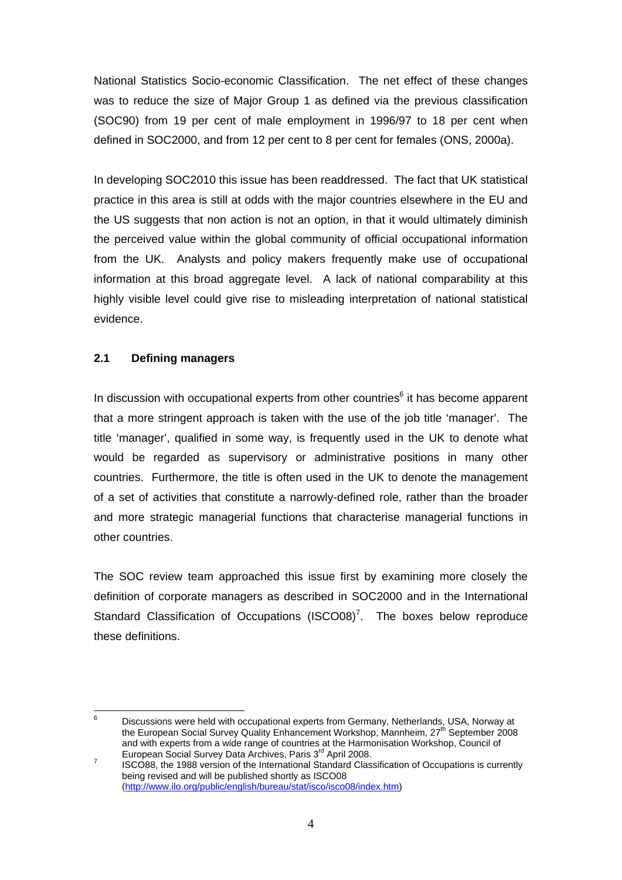National Statistics Socio-economic Classification. The net effect of these changes was to reduce the size of Major Group 1 as defined via the previous classification (SOC90) from 19 per cent of male employment in 1996/97 to 18 per cent when defined in SOC2000, and from 12 per cent to 8 per cent for females (ONS, 2000a).

In developing SOC2010 this issue has been readdressed. The fact that UK statistical practice in this area is still at odds with the major countries elsewhere in the EU and the US suggests that non action is not an option, in that it would ultimately diminish the perceived value within the global community of official occupational information from the UK. Analysts and policy makers frequently make use of occupational information at this broad aggregate level. A lack of national comparability at this highly visible level could give rise to misleading interpretation of national statistical evidence.

### 2.1 Defining managers

In discussion with occupational experts from other countries[6] it has become apparent that a more stringent approach is taken with the use of the job title 'manager'. The title 'manager', qualified in some way, is frequently used in the UK to denote what would be regarded as supervisory or administrative positions in many other countries. Furthermore, the title is often used in the UK to denote the management of a set of activities that constitute a narrowly-defined role, rather than the broader and more strategic managerial functions that characterise managerial functions in other countries.

The SOC review team approached this issue first by examining more closely the definition of corporate managers as described in SOC2000 and in the International Standard Classification of Occupations (ISCO08)[7]. The boxes below reproduce these definitions.

---

[6] Discussions were held with occupational experts from Germany, Netherlands, USA, Norway at the European Social Survey Quality Enhancement Workshop, Mannheim, 27th September 2008 and with experts from a wide range of countries at the Harmonisation Workshop, Council of European Social Survey Data Archives, Paris 3rd April 2008.

[7] ISCO88, the 1988 version of the International Standard Classification of Occupations is currently being revised and will be published shortly as ISCO08 (http://www.ilo.org/public/english/bureau/stat/isco/isco08/index.htm)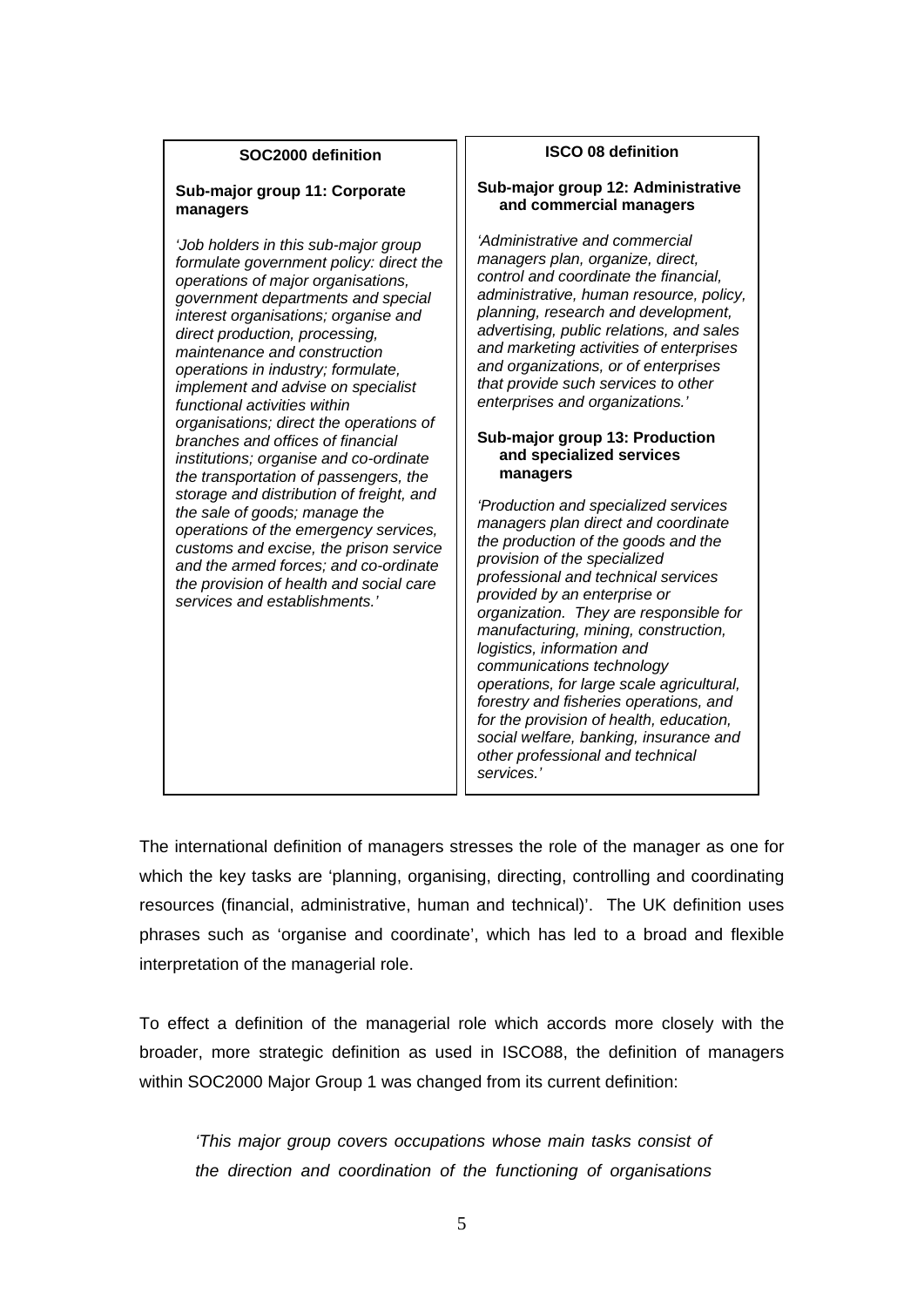| SOC2000 definition | ISCO 08 definition |
| --- | --- |
| **Sub-major group 11: Corporate managers**<br><br>*'Job holders in this sub-major group formulate government policy: direct the operations of major organisations, government departments and special interest organisations; organise and direct production, processing, maintenance and construction operations in industry; formulate, implement and advise on specialist functional activities within organisations; direct the operations of branches and offices of financial institutions; organise and co-ordinate the transportation of passengers, the storage and distribution of freight, and the sale of goods; manage the operations of the emergency services, customs and excise, the prison service and the armed forces; and co-ordinate the provision of health and social care services and establishments.'* | **Sub-major group 12: Administrative and commercial managers**<br><br>*'Administrative and commercial managers plan, organize, direct, control and coordinate the financial, administrative, human resource, policy, planning, research and development, advertising, public relations, and sales and marketing activities of enterprises and organizations, or of enterprises that provide such services to other enterprises and organizations.'*<br><br>**Sub-major group 13: Production and specialized services managers**<br><br>*'Production and specialized services managers plan direct and coordinate the production of the goods and the provision of the specialized professional and technical services provided by an enterprise or organization. They are responsible for manufacturing, mining, construction, logistics, information and communications technology operations, for large scale agricultural, forestry and fisheries operations, and for the provision of health, education, social welfare, banking, insurance and other professional and technical services.'* |

The international definition of managers stresses the role of the manager as one for which the key tasks are 'planning, organising, directing, controlling and coordinating resources (financial, administrative, human and technical)'. The UK definition uses phrases such as 'organise and coordinate', which has led to a broad and flexible interpretation of the managerial role.

To effect a definition of the managerial role which accords more closely with the broader, more strategic definition as used in ISCO88, the definition of managers within SOC2000 Major Group 1 was changed from its current definition:

> *'This major group covers occupations whose main tasks consist of the direction and coordination of the functioning of organisations*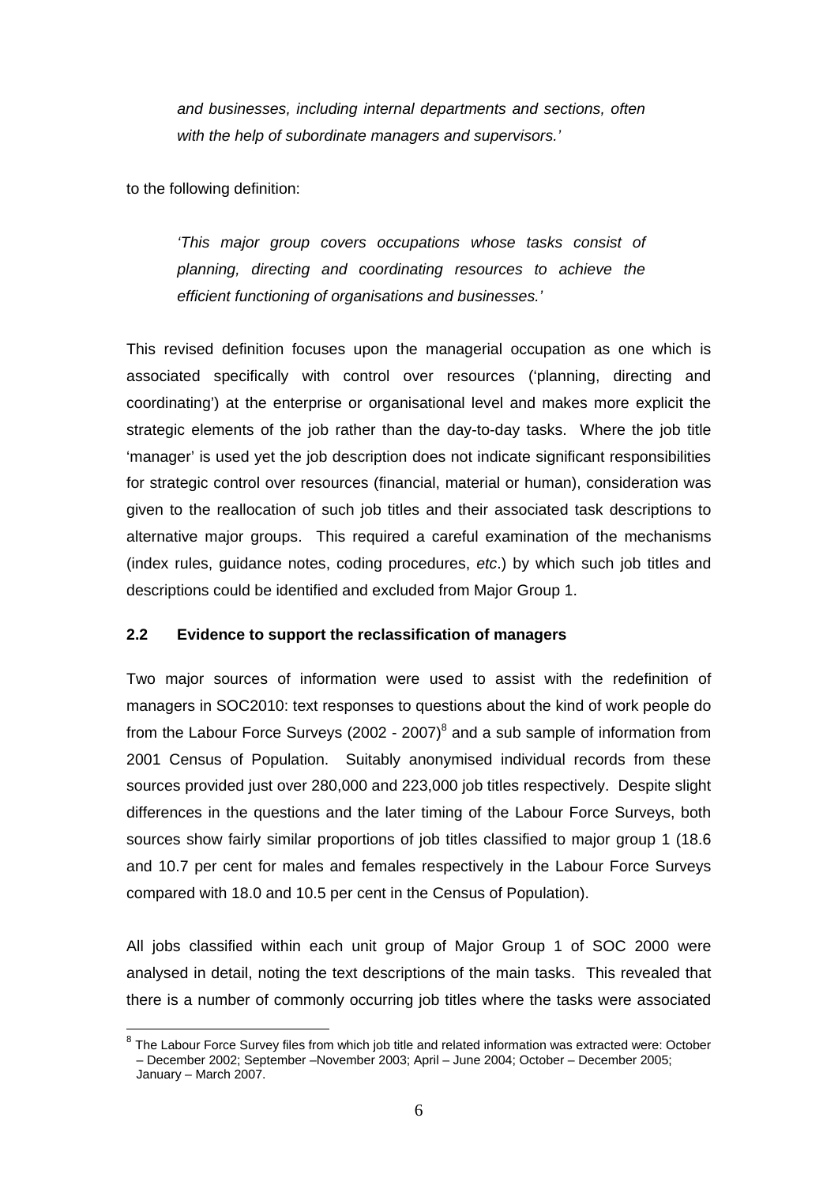*and businesses, including internal departments and sections, often with the help of subordinate managers and supervisors.'*

to the following definition:

> *'This major group covers occupations whose tasks consist of planning, directing and coordinating resources to achieve the efficient functioning of organisations and businesses.'*

This revised definition focuses upon the managerial occupation as one which is associated specifically with control over resources ('planning, directing and coordinating') at the enterprise or organisational level and makes more explicit the strategic elements of the job rather than the day-to-day tasks. Where the job title 'manager' is used yet the job description does not indicate significant responsibilities for strategic control over resources (financial, material or human), consideration was given to the reallocation of such job titles and their associated task descriptions to alternative major groups. This required a careful examination of the mechanisms (index rules, guidance notes, coding procedures, *etc*.) by which such job titles and descriptions could be identified and excluded from Major Group 1.

## 2.2 Evidence to support the reclassification of managers

Two major sources of information were used to assist with the redefinition of managers in SOC2010: text responses to questions about the kind of work people do from the Labour Force Surveys (2002 - 2007)[8] and a sub sample of information from 2001 Census of Population. Suitably anonymised individual records from these sources provided just over 280,000 and 223,000 job titles respectively. Despite slight differences in the questions and the later timing of the Labour Force Surveys, both sources show fairly similar proportions of job titles classified to major group 1 (18.6 and 10.7 per cent for males and females respectively in the Labour Force Surveys compared with 18.0 and 10.5 per cent in the Census of Population).

All jobs classified within each unit group of Major Group 1 of SOC 2000 were analysed in detail, noting the text descriptions of the main tasks. This revealed that there is a number of commonly occurring job titles where the tasks were associated

---

[8] The Labour Force Survey files from which job title and related information was extracted were: October – December 2002; September –November 2003; April – June 2004; October – December 2005; January – March 2007.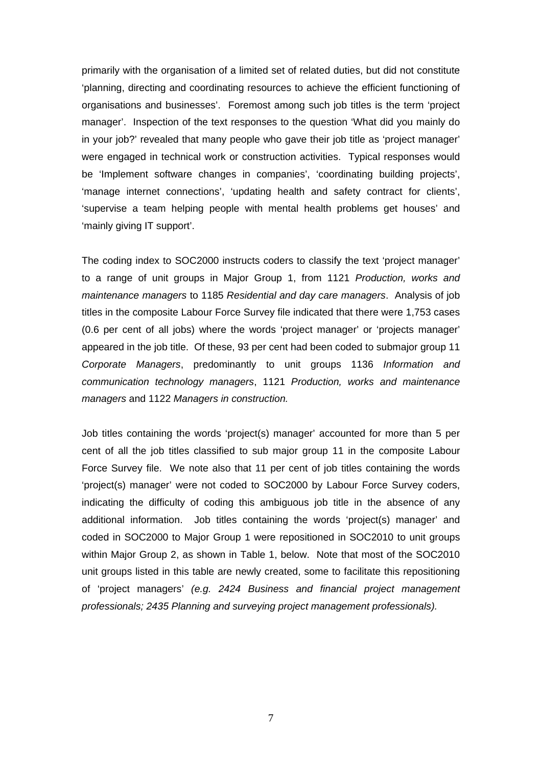primarily with the organisation of a limited set of related duties, but did not constitute ‘planning, directing and coordinating resources to achieve the efficient functioning of organisations and businesses’. Foremost among such job titles is the term ‘project manager’. Inspection of the text responses to the question ‘What did you mainly do in your job?’ revealed that many people who gave their job title as ‘project manager’ were engaged in technical work or construction activities. Typical responses would be ‘Implement software changes in companies’, ‘coordinating building projects’, ‘manage internet connections’, ‘updating health and safety contract for clients’, ‘supervise a team helping people with mental health problems get houses’ and ‘mainly giving IT support’.

The coding index to SOC2000 instructs coders to classify the text ‘project manager’ to a range of unit groups in Major Group 1, from 1121 *Production, works and maintenance managers* to 1185 *Residential and day care managers*. Analysis of job titles in the composite Labour Force Survey file indicated that there were 1,753 cases (0.6 per cent of all jobs) where the words ‘project manager’ or ‘projects manager’ appeared in the job title. Of these, 93 per cent had been coded to submajor group 11 *Corporate Managers*, predominantly to unit groups 1136 *Information and communication technology managers*, 1121 *Production, works and maintenance managers* and 1122 *Managers in construction.*

Job titles containing the words ‘project(s) manager’ accounted for more than 5 per cent of all the job titles classified to sub major group 11 in the composite Labour Force Survey file. We note also that 11 per cent of job titles containing the words ‘project(s) manager’ were not coded to SOC2000 by Labour Force Survey coders, indicating the difficulty of coding this ambiguous job title in the absence of any additional information. Job titles containing the words ‘project(s) manager’ and coded in SOC2000 to Major Group 1 were repositioned in SOC2010 to unit groups within Major Group 2, as shown in Table 1, below. Note that most of the SOC2010 unit groups listed in this table are newly created, some to facilitate this repositioning of ‘project managers’ *(e.g. 2424 Business and financial project management professionals; 2435 Planning and surveying project management professionals).*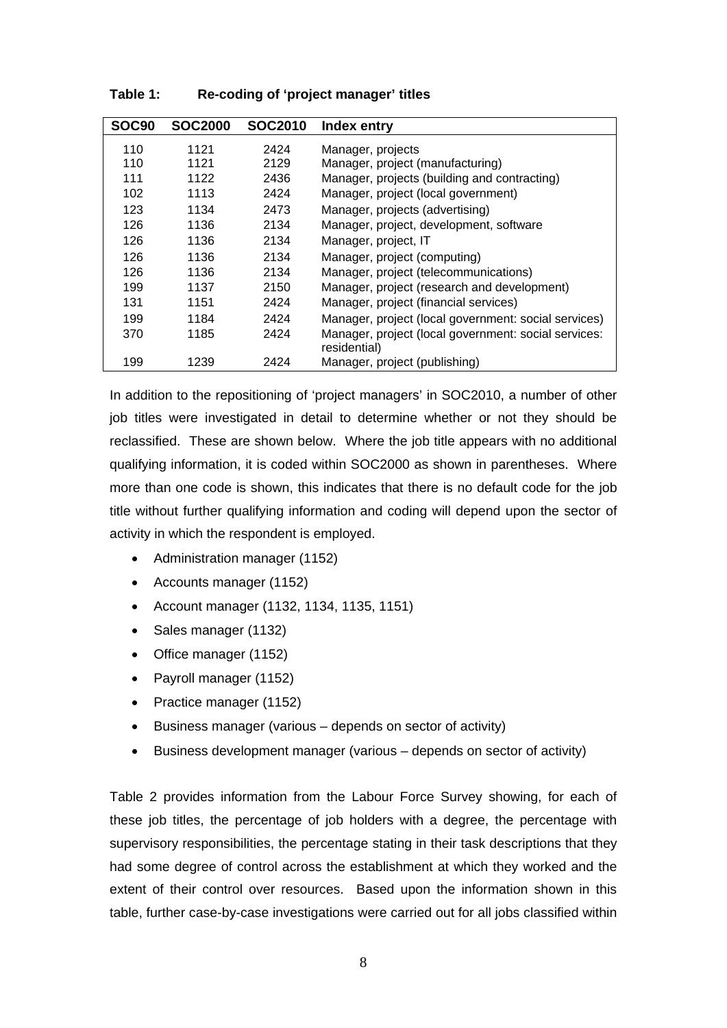**Table 1: Re-coding of 'project manager' titles**

| SOC90 | SOC2000 | SOC2010 | Index entry |
|---|---|---|---|
| 110 | 1121 | 2424 | Manager, projects |
| 110 | 1121 | 2129 | Manager, project (manufacturing) |
| 111 | 1122 | 2436 | Manager, projects (building and contracting) |
| 102 | 1113 | 2424 | Manager, project (local government) |
| 123 | 1134 | 2473 | Manager, projects (advertising) |
| 126 | 1136 | 2134 | Manager, project, development, software |
| 126 | 1136 | 2134 | Manager, project, IT |
| 126 | 1136 | 2134 | Manager, project (computing) |
| 126 | 1136 | 2134 | Manager, project (telecommunications) |
| 199 | 1137 | 2150 | Manager, project (research and development) |
| 131 | 1151 | 2424 | Manager, project (financial services) |
| 199 | 1184 | 2424 | Manager, project (local government: social services) |
| 370 | 1185 | 2424 | Manager, project (local government: social services: residential) |
| 199 | 1239 | 2424 | Manager, project (publishing) |

In addition to the repositioning of 'project managers' in SOC2010, a number of other job titles were investigated in detail to determine whether or not they should be reclassified. These are shown below. Where the job title appears with no additional qualifying information, it is coded within SOC2000 as shown in parentheses. Where more than one code is shown, this indicates that there is no default code for the job title without further qualifying information and coding will depend upon the sector of activity in which the respondent is employed.

- Administration manager (1152)
- Accounts manager (1152)
- Account manager (1132, 1134, 1135, 1151)
- Sales manager (1132)
- Office manager (1152)
- Payroll manager (1152)
- Practice manager (1152)
- Business manager (various – depends on sector of activity)
- Business development manager (various – depends on sector of activity)

Table 2 provides information from the Labour Force Survey showing, for each of these job titles, the percentage of job holders with a degree, the percentage with supervisory responsibilities, the percentage stating in their task descriptions that they had some degree of control across the establishment at which they worked and the extent of their control over resources. Based upon the information shown in this table, further case-by-case investigations were carried out for all jobs classified within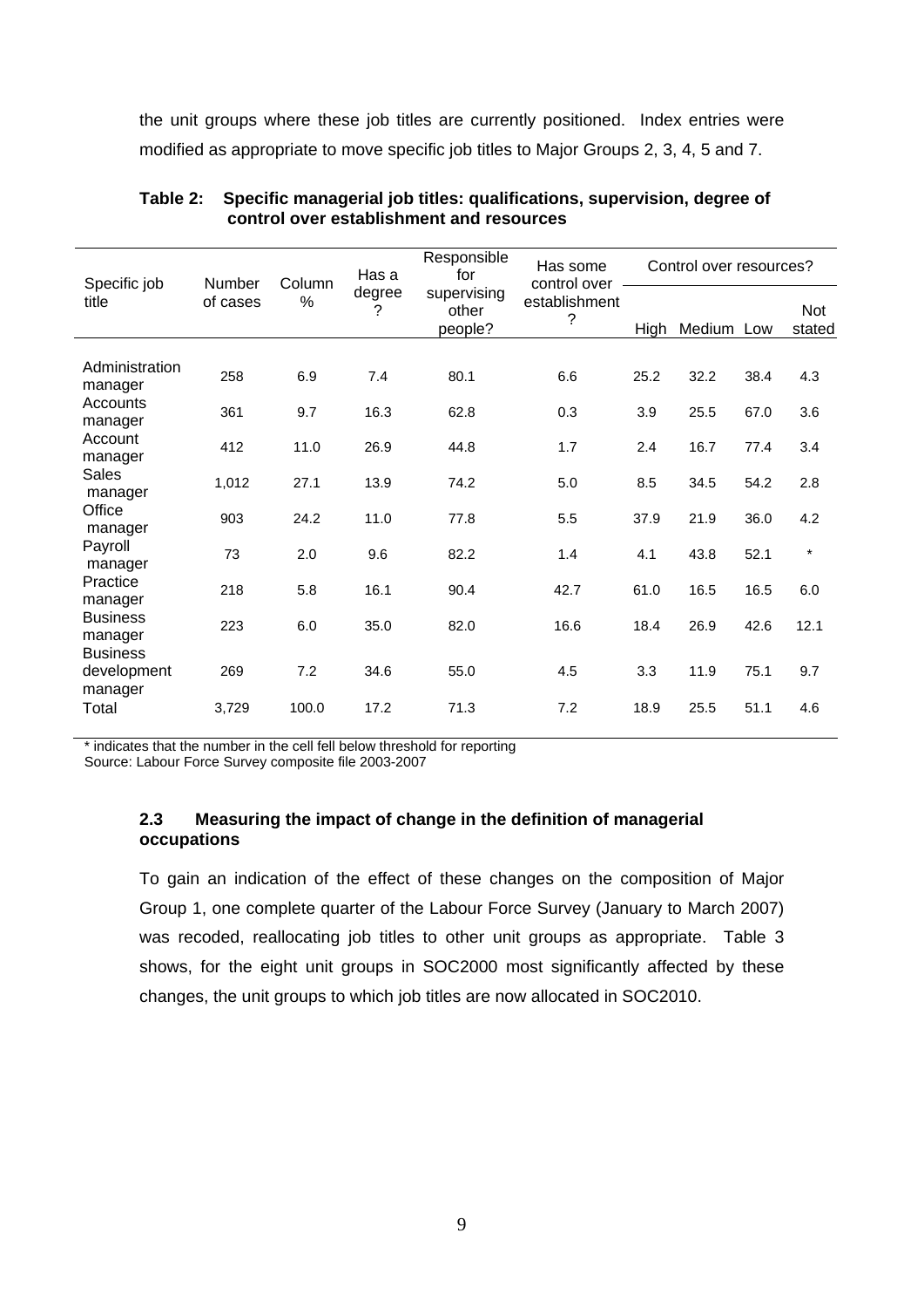the unit groups where these job titles are currently positioned. Index entries were modified as appropriate to move specific job titles to Major Groups 2, 3, 4, 5 and 7.

**Table 2: Specific managerial job titles: qualifications, supervision, degree of control over establishment and resources**

| Specific job title | Number of cases | Column % | Has a degree ? | Responsible for supervising other people? | Has some control over establishment ? | Control over resources? | | | |
|---|---|---|---|---|---|---|---|---|---|
| | | | | | | High | Medium | Low | Not stated |
| Administration manager | 258 | 6.9 | 7.4 | 80.1 | 6.6 | 25.2 | 32.2 | 38.4 | 4.3 |
| Accounts manager | 361 | 9.7 | 16.3 | 62.8 | 0.3 | 3.9 | 25.5 | 67.0 | 3.6 |
| Account manager | 412 | 11.0 | 26.9 | 44.8 | 1.7 | 2.4 | 16.7 | 77.4 | 3.4 |
| Sales manager | 1,012 | 27.1 | 13.9 | 74.2 | 5.0 | 8.5 | 34.5 | 54.2 | 2.8 |
| Office manager | 903 | 24.2 | 11.0 | 77.8 | 5.5 | 37.9 | 21.9 | 36.0 | 4.2 |
| Payroll manager | 73 | 2.0 | 9.6 | 82.2 | 1.4 | 4.1 | 43.8 | 52.1 | * |
| Practice manager | 218 | 5.8 | 16.1 | 90.4 | 42.7 | 61.0 | 16.5 | 16.5 | 6.0 |
| Business manager | 223 | 6.0 | 35.0 | 82.0 | 16.6 | 18.4 | 26.9 | 42.6 | 12.1 |
| Business development manager | 269 | 7.2 | 34.6 | 55.0 | 4.5 | 3.3 | 11.9 | 75.1 | 9.7 |
| Total | 3,729 | 100.0 | 17.2 | 71.3 | 7.2 | 18.9 | 25.5 | 51.1 | 4.6 |

\* indicates that the number in the cell fell below threshold for reporting
Source: Labour Force Survey composite file 2003-2007

### 2.3 Measuring the impact of change in the definition of managerial occupations

To gain an indication of the effect of these changes on the composition of Major Group 1, one complete quarter of the Labour Force Survey (January to March 2007) was recoded, reallocating job titles to other unit groups as appropriate. Table 3 shows, for the eight unit groups in SOC2000 most significantly affected by these changes, the unit groups to which job titles are now allocated in SOC2010.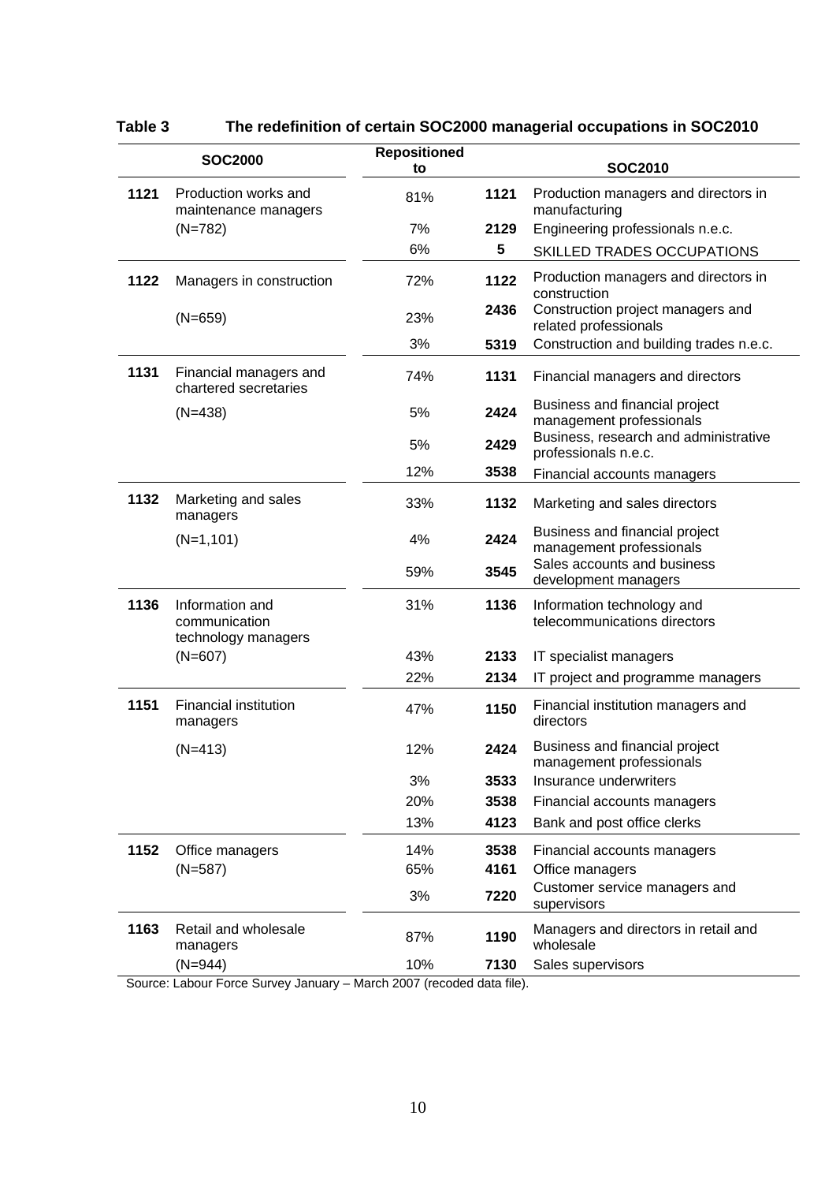**Table 3 The redefinition of certain SOC2000 managerial occupations in SOC2010**

| SOC2000 | | Repositioned to | SOC2010 | |
|---|---|---|---|---|
| **1121** | Production works and maintenance managers | 81% | **1121** | Production managers and directors in manufacturing |
| | (N=782) | 7% | **2129** | Engineering professionals n.e.c. |
| | | 6% | **5** | SKILLED TRADES OCCUPATIONS |
| **1122** | Managers in construction | 72% | **1122** | Production managers and directors in construction |
| | (N=659) | 23% | **2436** | Construction project managers and related professionals |
| | | 3% | **5319** | Construction and building trades n.e.c. |
| **1131** | Financial managers and chartered secretaries | 74% | **1131** | Financial managers and directors |
| | (N=438) | 5% | **2424** | Business and financial project management professionals |
| | | 5% | **2429** | Business, research and administrative professionals n.e.c. |
| | | 12% | **3538** | Financial accounts managers |
| **1132** | Marketing and sales managers | 33% | **1132** | Marketing and sales directors |
| | (N=1,101) | 4% | **2424** | Business and financial project management professionals |
| | | 59% | **3545** | Sales accounts and business development managers |
| **1136** | Information and communication technology managers | 31% | **1136** | Information technology and telecommunications directors |
| | (N=607) | 43% | **2133** | IT specialist managers |
| | | 22% | **2134** | IT project and programme managers |
| **1151** | Financial institution managers | 47% | **1150** | Financial institution managers and directors |
| | (N=413) | 12% | **2424** | Business and financial project management professionals |
| | | 3% | **3533** | Insurance underwriters |
| | | 20% | **3538** | Financial accounts managers |
| | | 13% | **4123** | Bank and post office clerks |
| **1152** | Office managers | 14% | **3538** | Financial accounts managers |
| | (N=587) | 65% | **4161** | Office managers |
| | | 3% | **7220** | Customer service managers and supervisors |
| **1163** | Retail and wholesale managers | 87% | **1190** | Managers and directors in retail and wholesale |
| | (N=944) | 10% | **7130** | Sales supervisors |

Source: Labour Force Survey January – March 2007 (recoded data file).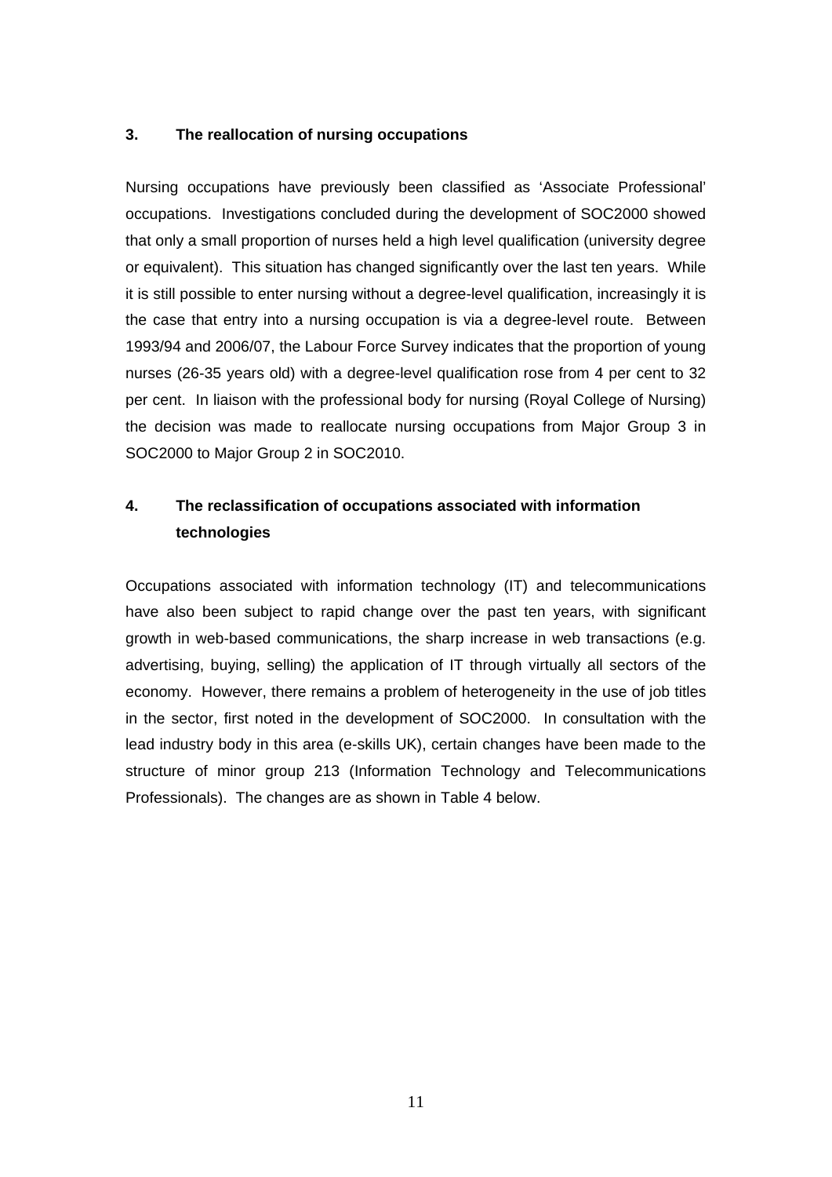### 3. The reallocation of nursing occupations

Nursing occupations have previously been classified as 'Associate Professional' occupations. Investigations concluded during the development of SOC2000 showed that only a small proportion of nurses held a high level qualification (university degree or equivalent). This situation has changed significantly over the last ten years. While it is still possible to enter nursing without a degree-level qualification, increasingly it is the case that entry into a nursing occupation is via a degree-level route. Between 1993/94 and 2006/07, the Labour Force Survey indicates that the proportion of young nurses (26-35 years old) with a degree-level qualification rose from 4 per cent to 32 per cent. In liaison with the professional body for nursing (Royal College of Nursing) the decision was made to reallocate nursing occupations from Major Group 3 in SOC2000 to Major Group 2 in SOC2010.

### 4. The reclassification of occupations associated with information technologies

Occupations associated with information technology (IT) and telecommunications have also been subject to rapid change over the past ten years, with significant growth in web-based communications, the sharp increase in web transactions (e.g. advertising, buying, selling) the application of IT through virtually all sectors of the economy. However, there remains a problem of heterogeneity in the use of job titles in the sector, first noted in the development of SOC2000. In consultation with the lead industry body in this area (e-skills UK), certain changes have been made to the structure of minor group 213 (Information Technology and Telecommunications Professionals). The changes are as shown in Table 4 below.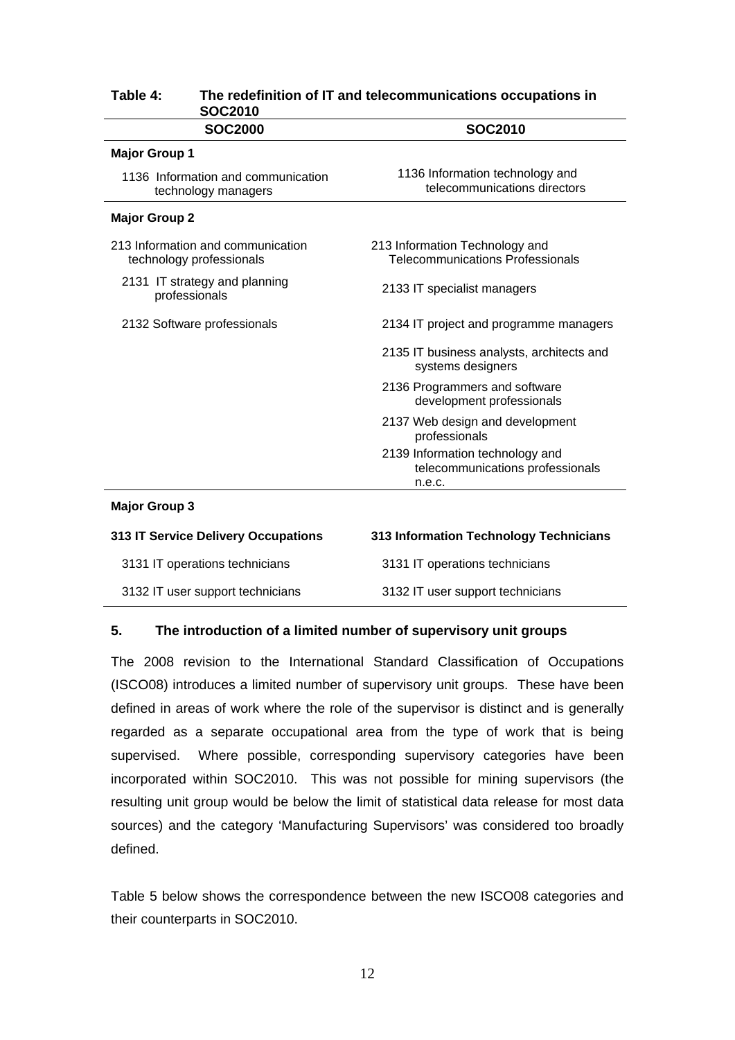**Table 4: The redefinition of IT and telecommunications occupations in SOC2010**

| SOC2000 | SOC2010 |
|---|---|
| **Major Group 1** | |
| 1136 Information and communication technology managers | 1136 Information technology and telecommunications directors |
| **Major Group 2** | |
| 213 Information and communication technology professionals | 213 Information Technology and Telecommunications Professionals |
| 2131 IT strategy and planning professionals | 2133 IT specialist managers |
| 2132 Software professionals | 2134 IT project and programme managers |
| | 2135 IT business analysts, architects and systems designers |
| | 2136 Programmers and software development professionals |
| | 2137 Web design and development professionals |
| | 2139 Information technology and telecommunications professionals n.e.c. |
| **Major Group 3** | |
| **313 IT Service Delivery Occupations** | **313 Information Technology Technicians** |
| 3131 IT operations technicians | 3131 IT operations technicians |
| 3132 IT user support technicians | 3132 IT user support technicians |

## 5. The introduction of a limited number of supervisory unit groups

The 2008 revision to the International Standard Classification of Occupations (ISCO08) introduces a limited number of supervisory unit groups. These have been defined in areas of work where the role of the supervisor is distinct and is generally regarded as a separate occupational area from the type of work that is being supervised. Where possible, corresponding supervisory categories have been incorporated within SOC2010. This was not possible for mining supervisors (the resulting unit group would be below the limit of statistical data release for most data sources) and the category 'Manufacturing Supervisors' was considered too broadly defined.

Table 5 below shows the correspondence between the new ISCO08 categories and their counterparts in SOC2010.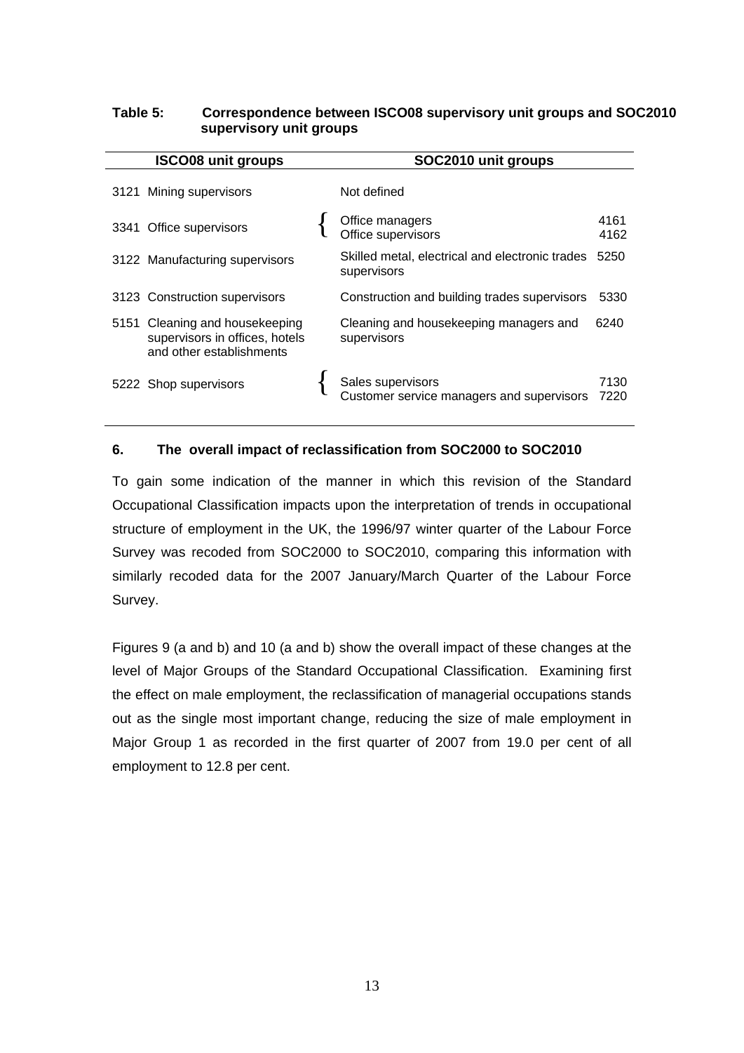**Table 5: Correspondence between ISCO08 supervisory unit groups and SOC2010 supervisory unit groups**

| ISCO08 unit groups | SOC2010 unit groups | |
|---|---|---|
| 3121 Mining supervisors | Not defined | |
| 3341 Office supervisors | Office managers<br>Office supervisors | 4161<br>4162 |
| 3122 Manufacturing supervisors | Skilled metal, electrical and electronic trades supervisors | 5250 |
| 3123 Construction supervisors | Construction and building trades supervisors | 5330 |
| 5151 Cleaning and housekeeping supervisors in offices, hotels and other establishments | Cleaning and housekeeping managers and supervisors | 6240 |
| 5222 Shop supervisors | Sales supervisors<br>Customer service managers and supervisors | 7130<br>7220 |

## 6. The overall impact of reclassification from SOC2000 to SOC2010

To gain some indication of the manner in which this revision of the Standard Occupational Classification impacts upon the interpretation of trends in occupational structure of employment in the UK, the 1996/97 winter quarter of the Labour Force Survey was recoded from SOC2000 to SOC2010, comparing this information with similarly recoded data for the 2007 January/March Quarter of the Labour Force Survey.

Figures 9 (a and b) and 10 (a and b) show the overall impact of these changes at the level of Major Groups of the Standard Occupational Classification. Examining first the effect on male employment, the reclassification of managerial occupations stands out as the single most important change, reducing the size of male employment in Major Group 1 as recorded in the first quarter of 2007 from 19.0 per cent of all employment to 12.8 per cent.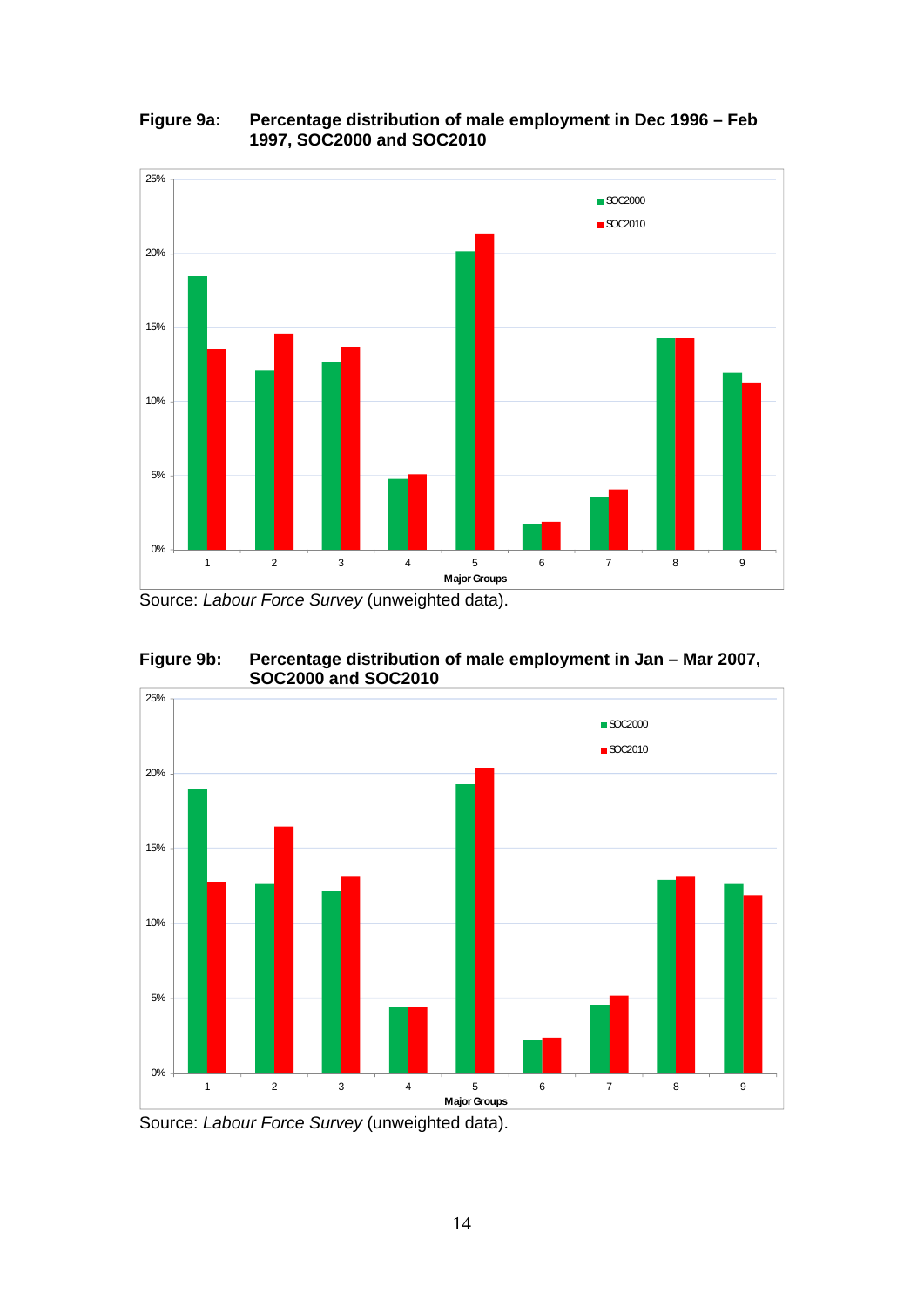**Figure 9a: Percentage distribution of male employment in Dec 1996 – Feb 1997, SOC2000 and SOC2010**

Source: *Labour Force Survey* (unweighted data).

**Figure 9b: Percentage distribution of male employment in Jan – Mar 2007, SOC2000 and SOC2010**

Source: *Labour Force Survey* (unweighted data).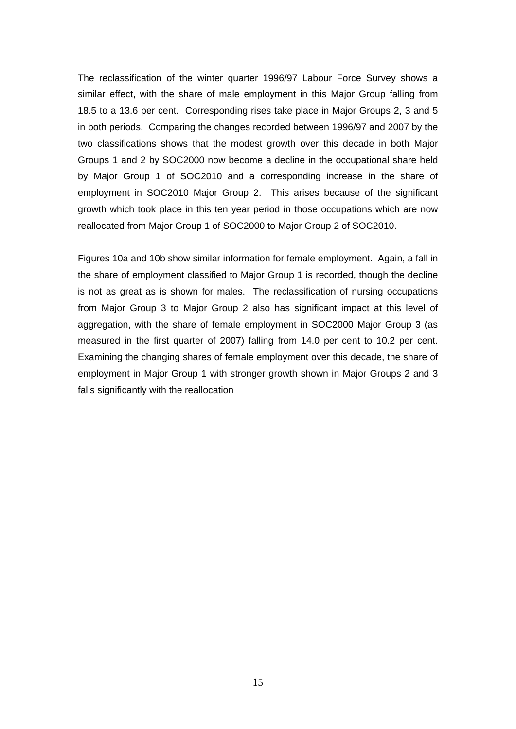The reclassification of the winter quarter 1996/97 Labour Force Survey shows a similar effect, with the share of male employment in this Major Group falling from 18.5 to a 13.6 per cent. Corresponding rises take place in Major Groups 2, 3 and 5 in both periods. Comparing the changes recorded between 1996/97 and 2007 by the two classifications shows that the modest growth over this decade in both Major Groups 1 and 2 by SOC2000 now become a decline in the occupational share held by Major Group 1 of SOC2010 and a corresponding increase in the share of employment in SOC2010 Major Group 2. This arises because of the significant growth which took place in this ten year period in those occupations which are now reallocated from Major Group 1 of SOC2000 to Major Group 2 of SOC2010.

Figures 10a and 10b show similar information for female employment. Again, a fall in the share of employment classified to Major Group 1 is recorded, though the decline is not as great as is shown for males. The reclassification of nursing occupations from Major Group 3 to Major Group 2 also has significant impact at this level of aggregation, with the share of female employment in SOC2000 Major Group 3 (as measured in the first quarter of 2007) falling from 14.0 per cent to 10.2 per cent. Examining the changing shares of female employment over this decade, the share of employment in Major Group 1 with stronger growth shown in Major Groups 2 and 3 falls significantly with the reallocation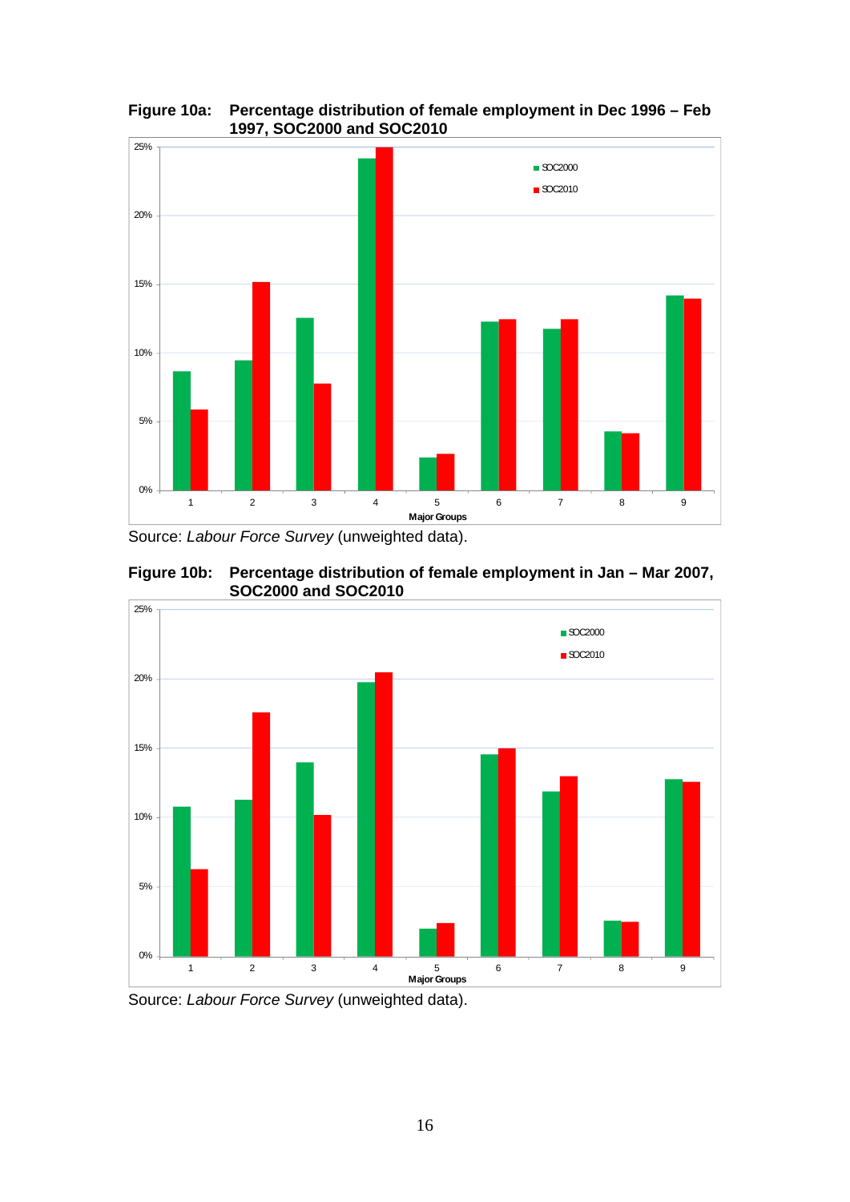**Figure 10a: Percentage distribution of female employment in Dec 1996 – Feb 1997, SOC2000 and SOC2010**

Source: *Labour Force Survey* (unweighted data).

**Figure 10b: Percentage distribution of female employment in Jan – Mar 2007, SOC2000 and SOC2010**

Source: *Labour Force Survey* (unweighted data).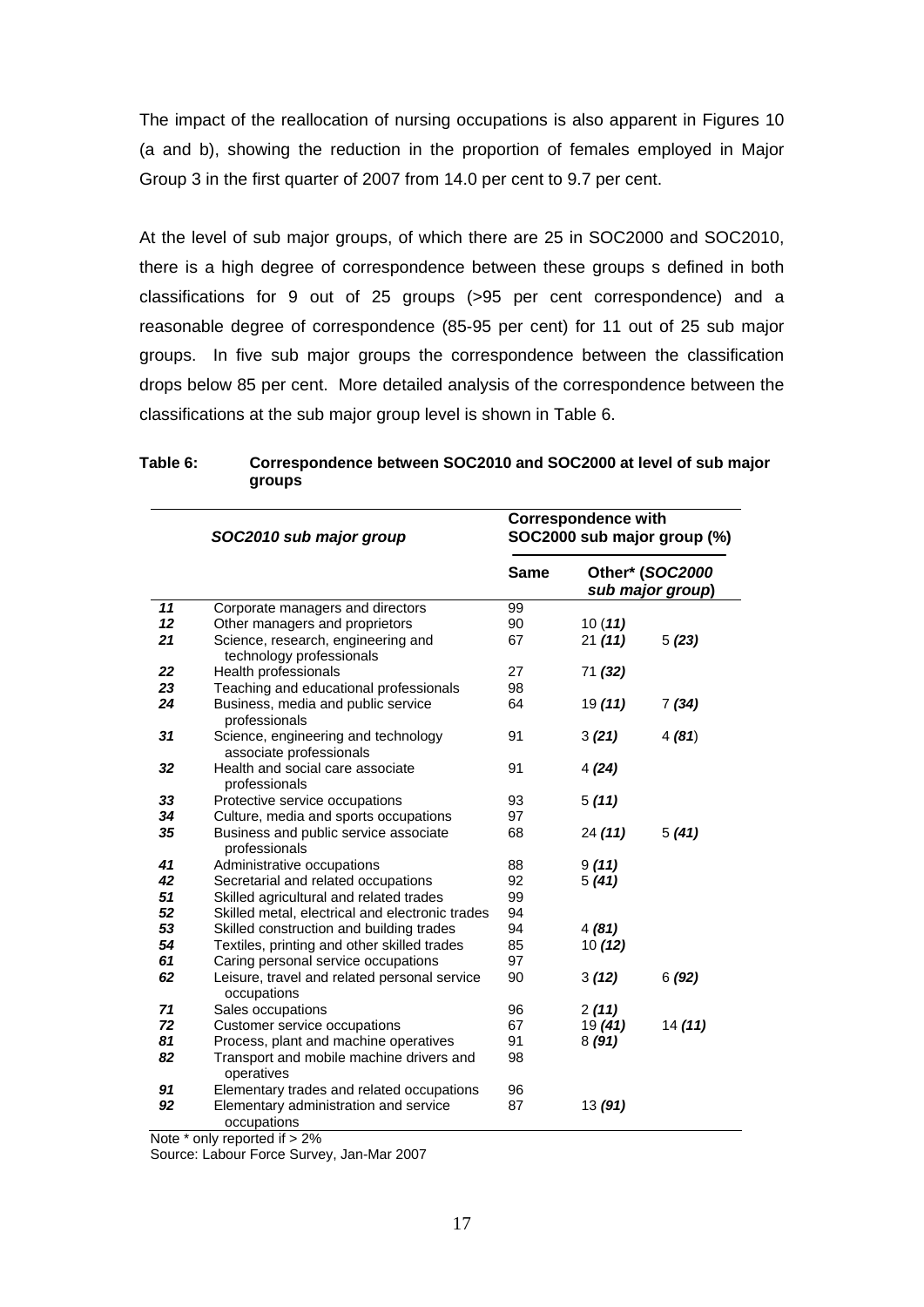The impact of the reallocation of nursing occupations is also apparent in Figures 10 (a and b), showing the reduction in the proportion of females employed in Major Group 3 in the first quarter of 2007 from 14.0 per cent to 9.7 per cent.

At the level of sub major groups, of which there are 25 in SOC2000 and SOC2010, there is a high degree of correspondence between these groups s defined in both classifications for 9 out of 25 groups (>95 per cent correspondence) and a reasonable degree of correspondence (85-95 per cent) for 11 out of 25 sub major groups. In five sub major groups the correspondence between the classification drops below 85 per cent. More detailed analysis of the correspondence between the classifications at the sub major group level is shown in Table 6.

**Table 6: Correspondence between SOC2010 and SOC2000 at level of sub major groups**

| | *SOC2010 sub major group* | **Correspondence with SOC2000 sub major group (%)** | | |
|---|---|---|---|---|
| | | **Same** | **Other* (*SOC2000 sub major group*)** | |
| ***11*** | Corporate managers and directors | 99 | | |
| ***12*** | Other managers and proprietors | 90 | 10 (***11***) | |
| ***21*** | Science, research, engineering and technology professionals | 67 | 21 ***(11)*** | 5 ***(23)*** |
| ***22*** | Health professionals | 27 | 71 ***(32)*** | |
| ***23*** | Teaching and educational professionals | 98 | | |
| ***24*** | Business, media and public service professionals | 64 | 19 ***(11)*** | 7 ***(34)*** |
| ***31*** | Science, engineering and technology associate professionals | 91 | 3 ***(21)*** | 4 ***(81)*** |
| ***32*** | Health and social care associate professionals | 91 | 4 ***(24)*** | |
| ***33*** | Protective service occupations | 93 | 5 ***(11)*** | |
| ***34*** | Culture, media and sports occupations | 97 | | |
| ***35*** | Business and public service associate professionals | 68 | 24 ***(11)*** | 5 ***(41)*** |
| ***41*** | Administrative occupations | 88 | 9 ***(11)*** | |
| ***42*** | Secretarial and related occupations | 92 | 5 ***(41)*** | |
| ***51*** | Skilled agricultural and related trades | 99 | | |
| ***52*** | Skilled metal, electrical and electronic trades | 94 | | |
| ***53*** | Skilled construction and building trades | 94 | 4 ***(81)*** | |
| ***54*** | Textiles, printing and other skilled trades | 85 | 10 ***(12)*** | |
| ***61*** | Caring personal service occupations | 97 | | |
| ***62*** | Leisure, travel and related personal service occupations | 90 | 3 ***(12)*** | 6 ***(92)*** |
| ***71*** | Sales occupations | 96 | 2 ***(11)*** | |
| ***72*** | Customer service occupations | 67 | 19 ***(41)*** | 14 ***(11)*** |
| ***81*** | Process, plant and machine operatives | 91 | 8 ***(91)*** | |
| ***82*** | Transport and mobile machine drivers and operatives | 98 | | |
| ***91*** | Elementary trades and related occupations | 96 | | |
| ***92*** | Elementary administration and service occupations | 87 | 13 ***(91)*** | |

Note * only reported if > 2%

Source: Labour Force Survey, Jan-Mar 2007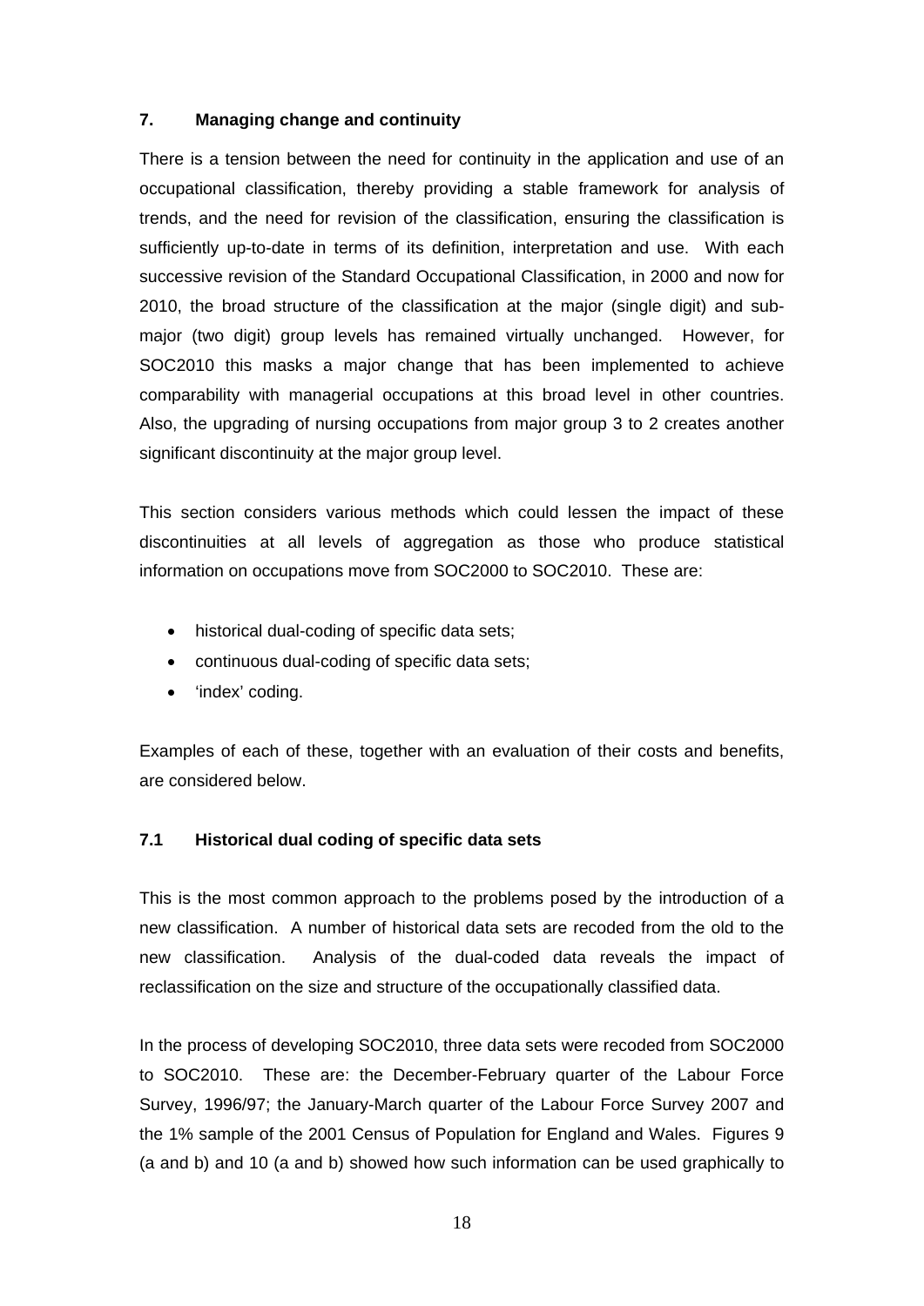## 7. Managing change and continuity

There is a tension between the need for continuity in the application and use of an occupational classification, thereby providing a stable framework for analysis of trends, and the need for revision of the classification, ensuring the classification is sufficiently up-to-date in terms of its definition, interpretation and use. With each successive revision of the Standard Occupational Classification, in 2000 and now for 2010, the broad structure of the classification at the major (single digit) and sub-major (two digit) group levels has remained virtually unchanged. However, for SOC2010 this masks a major change that has been implemented to achieve comparability with managerial occupations at this broad level in other countries. Also, the upgrading of nursing occupations from major group 3 to 2 creates another significant discontinuity at the major group level.

This section considers various methods which could lessen the impact of these discontinuities at all levels of aggregation as those who produce statistical information on occupations move from SOC2000 to SOC2010. These are:

- historical dual-coding of specific data sets;
- continuous dual-coding of specific data sets;
- 'index' coding.

Examples of each of these, together with an evaluation of their costs and benefits, are considered below.

### 7.1 Historical dual coding of specific data sets

This is the most common approach to the problems posed by the introduction of a new classification. A number of historical data sets are recoded from the old to the new classification. Analysis of the dual-coded data reveals the impact of reclassification on the size and structure of the occupationally classified data.

In the process of developing SOC2010, three data sets were recoded from SOC2000 to SOC2010. These are: the December-February quarter of the Labour Force Survey, 1996/97; the January-March quarter of the Labour Force Survey 2007 and the 1% sample of the 2001 Census of Population for England and Wales. Figures 9 (a and b) and 10 (a and b) showed how such information can be used graphically to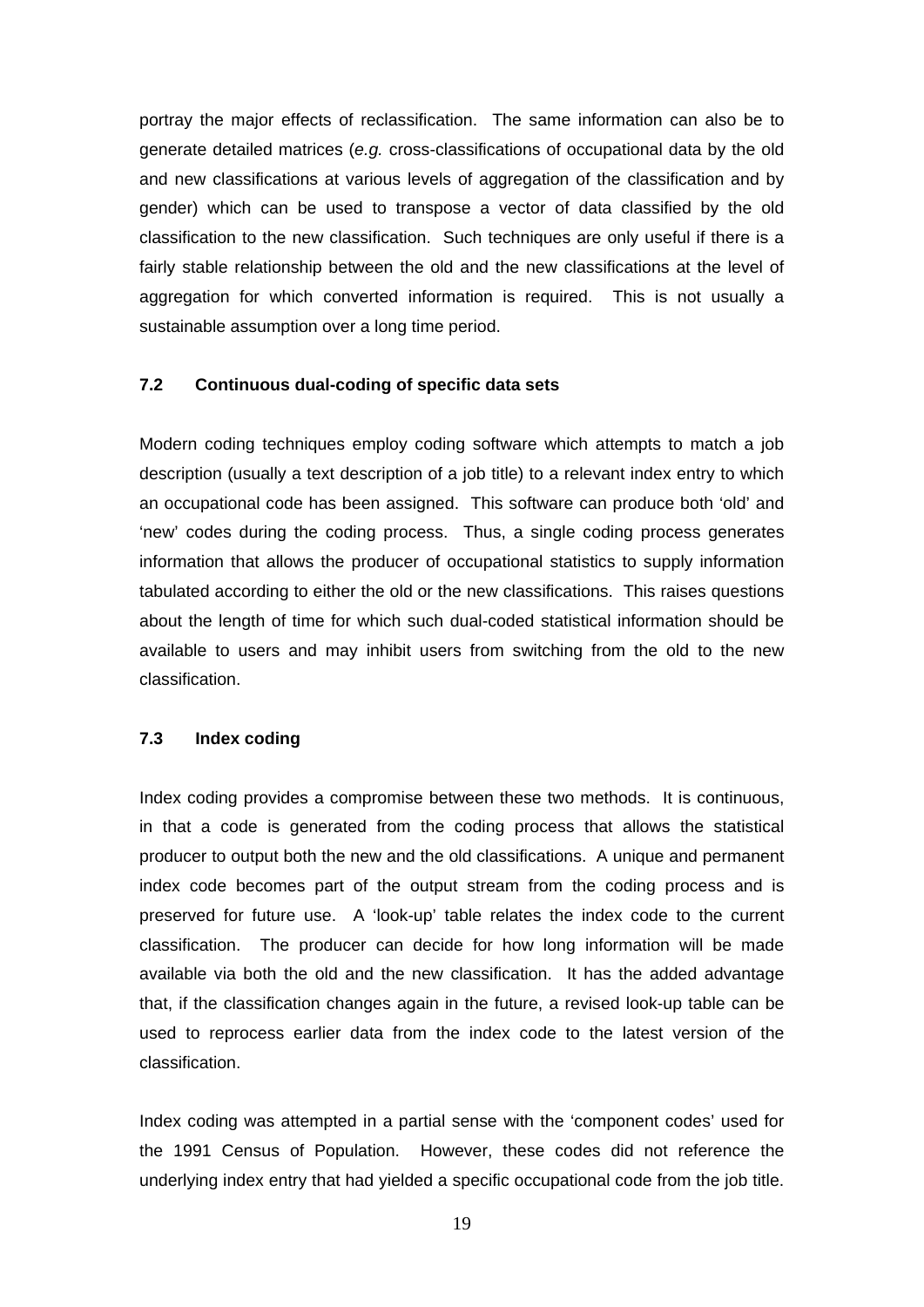portray the major effects of reclassification. The same information can also be to generate detailed matrices (*e.g.* cross-classifications of occupational data by the old and new classifications at various levels of aggregation of the classification and by gender) which can be used to transpose a vector of data classified by the old classification to the new classification. Such techniques are only useful if there is a fairly stable relationship between the old and the new classifications at the level of aggregation for which converted information is required. This is not usually a sustainable assumption over a long time period.

### 7.2 Continuous dual-coding of specific data sets

Modern coding techniques employ coding software which attempts to match a job description (usually a text description of a job title) to a relevant index entry to which an occupational code has been assigned. This software can produce both 'old' and 'new' codes during the coding process. Thus, a single coding process generates information that allows the producer of occupational statistics to supply information tabulated according to either the old or the new classifications. This raises questions about the length of time for which such dual-coded statistical information should be available to users and may inhibit users from switching from the old to the new classification.

### 7.3 Index coding

Index coding provides a compromise between these two methods. It is continuous, in that a code is generated from the coding process that allows the statistical producer to output both the new and the old classifications. A unique and permanent index code becomes part of the output stream from the coding process and is preserved for future use. A 'look-up' table relates the index code to the current classification. The producer can decide for how long information will be made available via both the old and the new classification. It has the added advantage that, if the classification changes again in the future, a revised look-up table can be used to reprocess earlier data from the index code to the latest version of the classification.

Index coding was attempted in a partial sense with the 'component codes' used for the 1991 Census of Population. However, these codes did not reference the underlying index entry that had yielded a specific occupational code from the job title.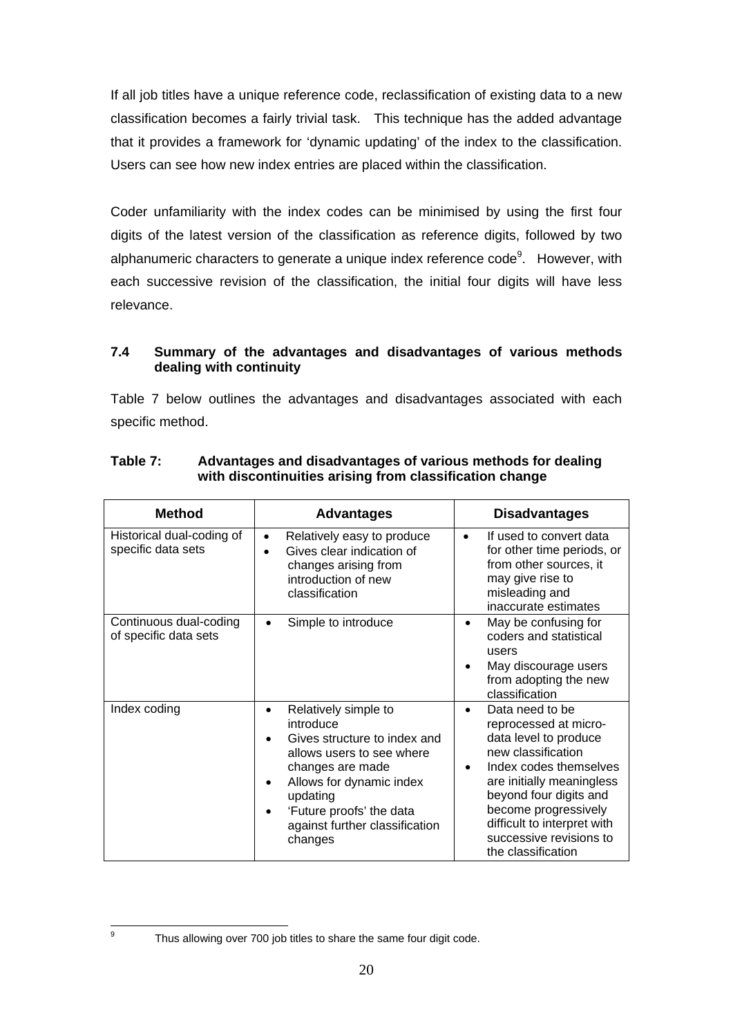If all job titles have a unique reference code, reclassification of existing data to a new classification becomes a fairly trivial task. This technique has the added advantage that it provides a framework for 'dynamic updating' of the index to the classification. Users can see how new index entries are placed within the classification.

Coder unfamiliarity with the index codes can be minimised by using the first four digits of the latest version of the classification as reference digits, followed by two alphanumeric characters to generate a unique index reference code[9]. However, with each successive revision of the classification, the initial four digits will have less relevance.

### 7.4 Summary of the advantages and disadvantages of various methods dealing with continuity

Table 7 below outlines the advantages and disadvantages associated with each specific method.

**Table 7: Advantages and disadvantages of various methods for dealing with discontinuities arising from classification change**

| Method | Advantages | Disadvantages |
|---|---|---|
| Historical dual-coding of specific data sets | • Relatively easy to produce<br>• Gives clear indication of changes arising from introduction of new classification | • If used to convert data for other time periods, or from other sources, it may give rise to misleading and inaccurate estimates |
| Continuous dual-coding of specific data sets | • Simple to introduce | • May be confusing for coders and statistical users<br>• May discourage users from adopting the new classification |
| Index coding | • Relatively simple to introduce<br>• Gives structure to index and allows users to see where changes are made<br>• Allows for dynamic index updating<br>• 'Future proofs' the data against further classification changes | • Data need to be reprocessed at micro-data level to produce new classification<br>• Index codes themselves are initially meaningless beyond four digits and become progressively difficult to interpret with successive revisions to the classification |

[9] Thus allowing over 700 job titles to share the same four digit code.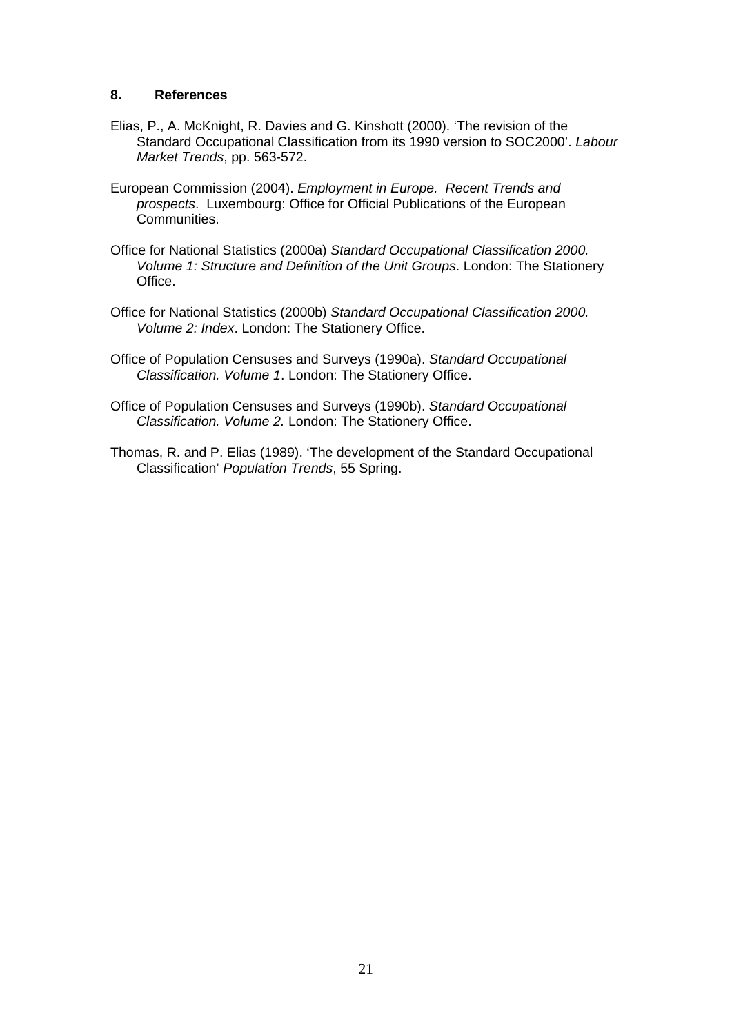## 8. References

Elias, P., A. McKnight, R. Davies and G. Kinshott (2000). 'The revision of the Standard Occupational Classification from its 1990 version to SOC2000'. *Labour Market Trends*, pp. 563-572.

European Commission (2004). *Employment in Europe. Recent Trends and prospects*. Luxembourg: Office for Official Publications of the European Communities.

Office for National Statistics (2000a) *Standard Occupational Classification 2000. Volume 1: Structure and Definition of the Unit Groups*. London: The Stationery Office.

Office for National Statistics (2000b) *Standard Occupational Classification 2000. Volume 2: Index*. London: The Stationery Office.

Office of Population Censuses and Surveys (1990a). *Standard Occupational Classification. Volume 1*. London: The Stationery Office.

Office of Population Censuses and Surveys (1990b). *Standard Occupational Classification. Volume 2.* London: The Stationery Office.

Thomas, R. and P. Elias (1989). 'The development of the Standard Occupational Classification' *Population Trends*, 55 Spring.